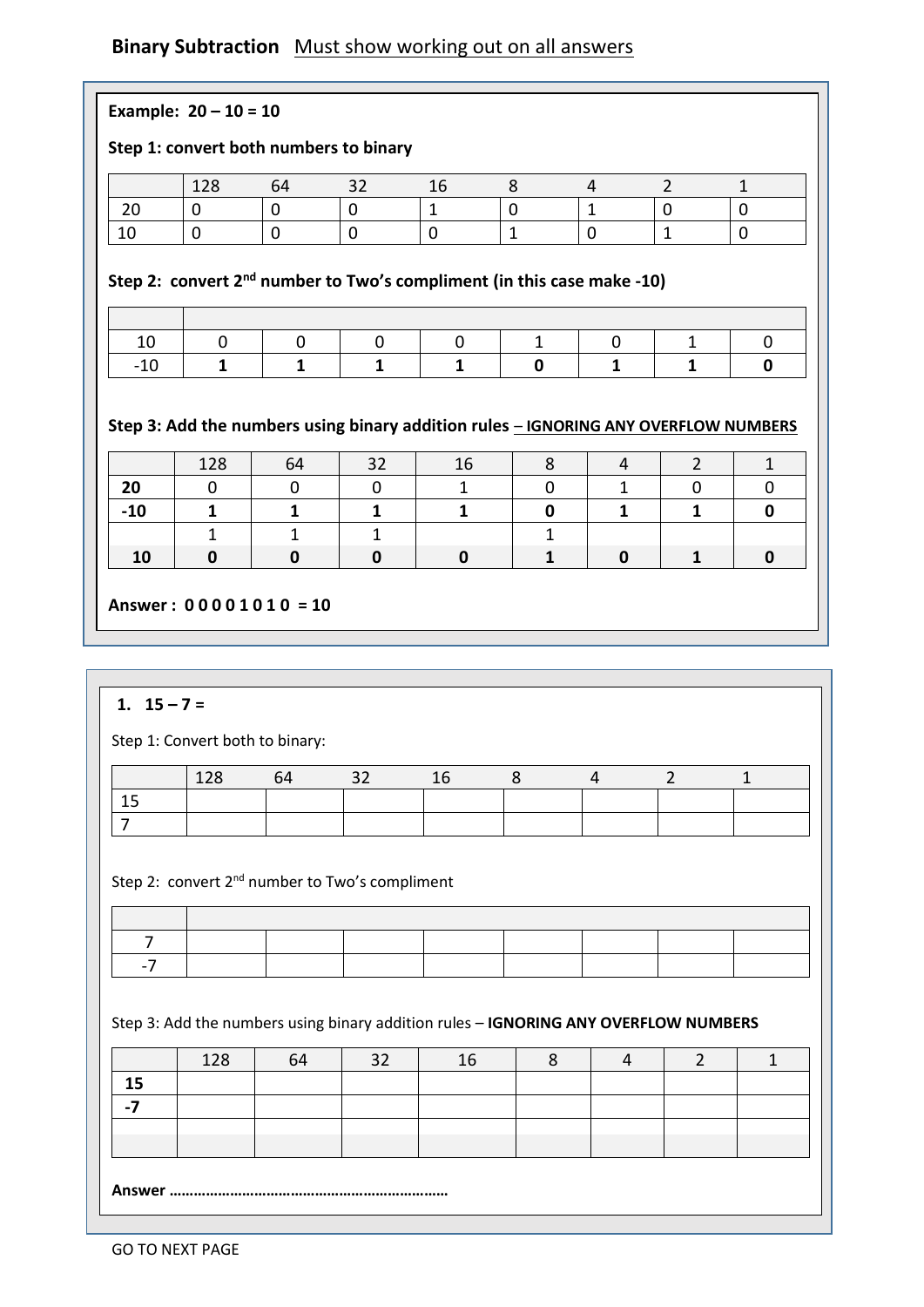# Binary Subtraction <u>Must show working out on all answers</u>

**Example: 20 – 10 = 10**

**Step 1: convert both numbers to binary**

| | 128 | 64 | 32 | 16 | 8 | 4 | 2 | 1 |
|---|---|---|---|---|---|---|---|---|
| 20 | 0 | 0 | 0 | 1 | 0 | 1 | 0 | 0 |
| 10 | 0 | 0 | 0 | 0 | 1 | 0 | 1 | 0 |

**Step 2: convert 2nd number to Two's compliment (in this case make -10)**

| | | | | | | | | |
|---|---|---|---|---|---|---|---|---|
| 10 | 0 | 0 | 0 | 0 | 1 | 0 | 1 | 0 |
| -10 | **1** | **1** | **1** | **1** | **0** | **1** | **1** | **0** |

**Step 3: Add the numbers using binary addition rules** – **<u>IGNORING ANY OVERFLOW NUMBERS</u>**

| | 128 | 64 | 32 | 16 | 8 | 4 | 2 | 1 |
|---|---|---|---|---|---|---|---|---|
| **20** | 0 | 0 | 0 | 1 | 0 | 1 | 0 | 0 |
| **-10** | **1** | **1** | **1** | **1** | **0** | **1** | **1** | **0** |
| | 1 | 1 | 1 | | 1 | | | |
| **10** | **0** | **0** | **0** | **0** | **1** | **0** | **1** | **0** |

**Answer : 0 0 0 0 1 0 1 0 = 10**

---

**1. 15 – 7 =**

Step 1: Convert both to binary:

| | 128 | 64 | 32 | 16 | 8 | 4 | 2 | 1 |
|---|---|---|---|---|---|---|---|---|
| 15 | | | | | | | | |
| 7 | | | | | | | | |

Step 2: convert 2nd number to Two's compliment

| | | | | | | | | |
|---|---|---|---|---|---|---|---|---|
| 7 | | | | | | | | |
| -7 | | | | | | | | |

Step 3: Add the numbers using binary addition rules – **IGNORING ANY OVERFLOW NUMBERS**

| | 128 | 64 | 32 | 16 | 8 | 4 | 2 | 1 |
|---|---|---|---|---|---|---|---|---|
| **15** | | | | | | | | |
| **-7** | | | | | | | | |
| | | | | | | | | |

**Answer ……………………………………………………………**

GO TO NEXT PAGE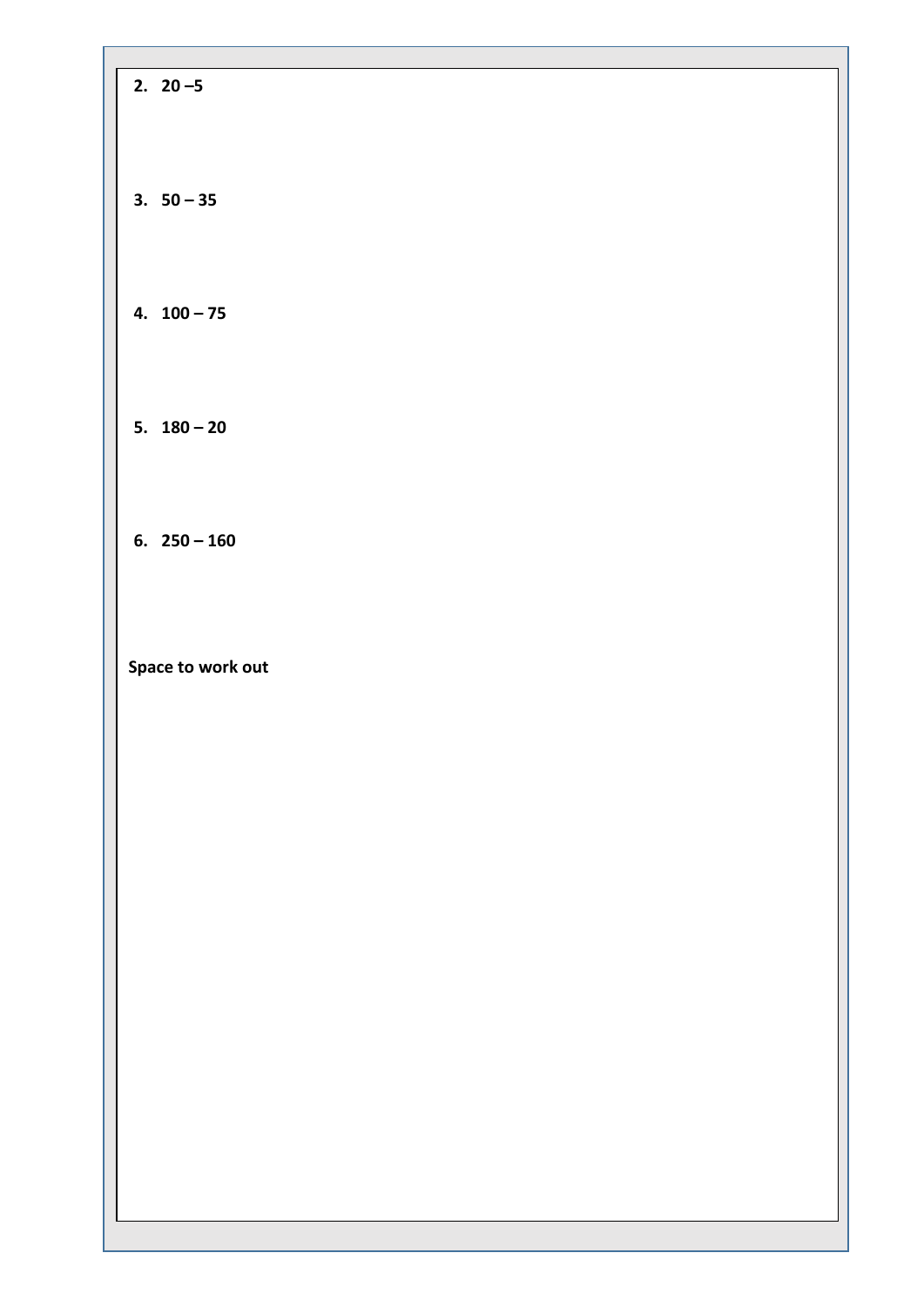2. **$20 - 5$**

3. **$50 - 35$**

4. **$100 - 75$**

5. **$180 - 20$**

6. **$250 - 160$**

**Space to work out**